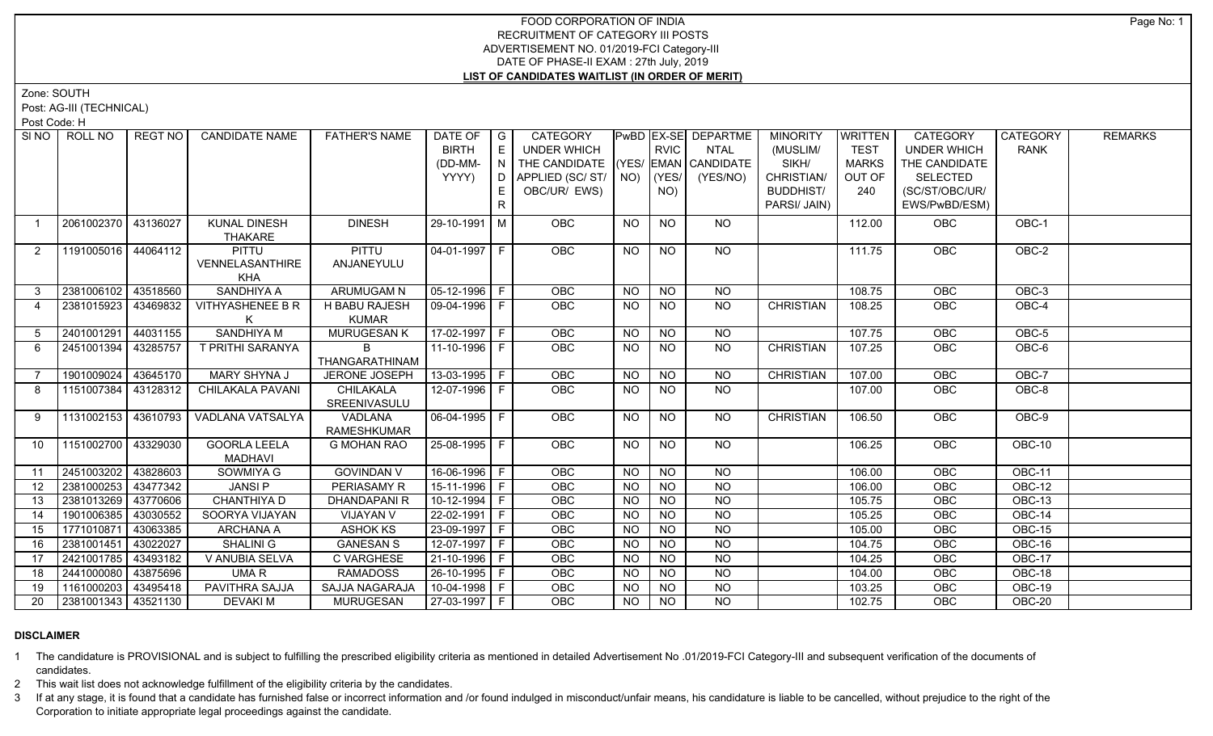# FOOD CORPORATION OF INDIA
## RECRUITMENT OF CATEGORY III POSTS
## ADVERTISEMENT NO. 01/2019-FCI Category-III
## DATE OF PHASE-II EXAM : 27th July, 2019
## LIST OF CANDIDATES WAITLIST (IN ORDER OF MERIT)

Zone: SOUTH

Post: AG-III (TECHNICAL)

Post Code: H

| Sl NO | ROLL NO | REGT NO | CANDIDATE NAME | FATHER'S NAME | DATE OF BIRTH (DD-MM-YYYY) | GENDER | CATEGORY UNDER WHICH THE CANDIDATE APPLIED (SC/ ST/ OBC/UR/ EWS) | PwBD (YES/ NO) | EX-SERVICEMAN (YES/ NO) | DEPARTMENTAL CANDIDATE (YES/NO) | MINORITY (MUSLIM/ SIKH/ CHRISTIAN/ BUDDHIST/ PARSI/ JAIN) | WRITTEN TEST MARKS OUT OF 240 | CATEGORY UNDER WHICH THE CANDIDATE SELECTED (SC/ST/OBC/UR/ EWS/PwBD/ESM) | CATEGORY RANK | REMARKS |
|---|---|---|---|---|---|---|---|---|---|---|---|---|---|---|---|
| 1 | 2061002370 | 43136027 | KUNAL DINESH THAKARE | DINESH | 29-10-1991 | M | OBC | NO | NO | NO | | 112.00 | OBC | OBC-1 | |
| 2 | 1191005016 | 44064112 | PITTU VENNELASANTHIREKHA | PITTU ANJANEYULU | 04-01-1997 | F | OBC | NO | NO | NO | | 111.75 | OBC | OBC-2 | |
| 3 | 2381006102 | 43518560 | SANDHIYA A | ARUMUGAM N | 05-12-1996 | F | OBC | NO | NO | NO | | 108.75 | OBC | OBC-3 | |
| 4 | 2381015923 | 43469832 | VITHYASHENEE B R K | H BABU RAJESH KUMAR | 09-04-1996 | F | OBC | NO | NO | NO | CHRISTIAN | 108.25 | OBC | OBC-4 | |
| 5 | 2401001291 | 44031155 | SANDHIYA M | MURUGESAN K | 17-02-1997 | F | OBC | NO | NO | NO | | 107.75 | OBC | OBC-5 | |
| 6 | 2451001394 | 43285757 | T PRITHI SARANYA | B THANGARATHINAM | 11-10-1996 | F | OBC | NO | NO | NO | CHRISTIAN | 107.25 | OBC | OBC-6 | |
| 7 | 1901009024 | 43645170 | MARY SHYNA J | JERONE JOSEPH | 13-03-1995 | F | OBC | NO | NO | NO | CHRISTIAN | 107.00 | OBC | OBC-7 | |
| 8 | 1151007384 | 43128312 | CHILAKALA PAVANI | CHILAKALA SREENIVASULU | 12-07-1996 | F | OBC | NO | NO | NO | | 107.00 | OBC | OBC-8 | |
| 9 | 1131002153 | 43610793 | VADLANA VATSALYA | VADLANA RAMESHKUMAR | 06-04-1995 | F | OBC | NO | NO | NO | CHRISTIAN | 106.50 | OBC | OBC-9 | |
| 10 | 1151002700 | 43329030 | GOORLA LEELA MADHAVI | G MOHAN RAO | 25-08-1995 | F | OBC | NO | NO | NO | | 106.25 | OBC | OBC-10 | |
| 11 | 2451003202 | 43828603 | SOWMIYA G | GOVINDAN V | 16-06-1996 | F | OBC | NO | NO | NO | | 106.00 | OBC | OBC-11 | |
| 12 | 2381000253 | 43477342 | JANSI P | PERIASAMY R | 15-11-1996 | F | OBC | NO | NO | NO | | 106.00 | OBC | OBC-12 | |
| 13 | 2381013269 | 43770606 | CHANTHIYA D | DHANDAPANI R | 10-12-1994 | F | OBC | NO | NO | NO | | 105.75 | OBC | OBC-13 | |
| 14 | 1901006385 | 43030552 | SOORYA VIJAYAN | VIJAYAN V | 22-02-1991 | F | OBC | NO | NO | NO | | 105.25 | OBC | OBC-14 | |
| 15 | 1771010871 | 43063385 | ARCHANA A | ASHOK KS | 23-09-1997 | F | OBC | NO | NO | NO | | 105.00 | OBC | OBC-15 | |
| 16 | 2381001451 | 43022027 | SHALINI G | GANESAN S | 12-07-1997 | F | OBC | NO | NO | NO | | 104.75 | OBC | OBC-16 | |
| 17 | 2421001785 | 43493182 | V ANUBIA SELVA | C VARGHESE | 21-10-1996 | F | OBC | NO | NO | NO | | 104.25 | OBC | OBC-17 | |
| 18 | 2441000080 | 43875696 | UMA R | RAMADOSS | 26-10-1995 | F | OBC | NO | NO | NO | | 104.00 | OBC | OBC-18 | |
| 19 | 1161000203 | 43495418 | PAVITHRA SAJJA | SAJJA NAGARAJA | 10-04-1998 | F | OBC | NO | NO | NO | | 103.25 | OBC | OBC-19 | |
| 20 | 2381001343 | 43521130 | DEVAKI M | MURUGESAN | 27-03-1997 | F | OBC | NO | NO | NO | | 102.75 | OBC | OBC-20 | |

**DISCLAIMER**

1 The candidature is PROVISIONAL and is subject to fulfilling the prescribed eligibility criteria as mentioned in detailed Advertisement No .01/2019-FCI Category-III and subsequent verification of the documents of candidates.

2 This wait list does not acknowledge fulfillment of the eligibility criteria by the candidates.

3 If at any stage, it is found that a candidate has furnished false or incorrect information and /or found indulged in misconduct/unfair means, his candidature is liable to be cancelled, without prejudice to the right of the Corporation to initiate appropriate legal proceedings against the candidate.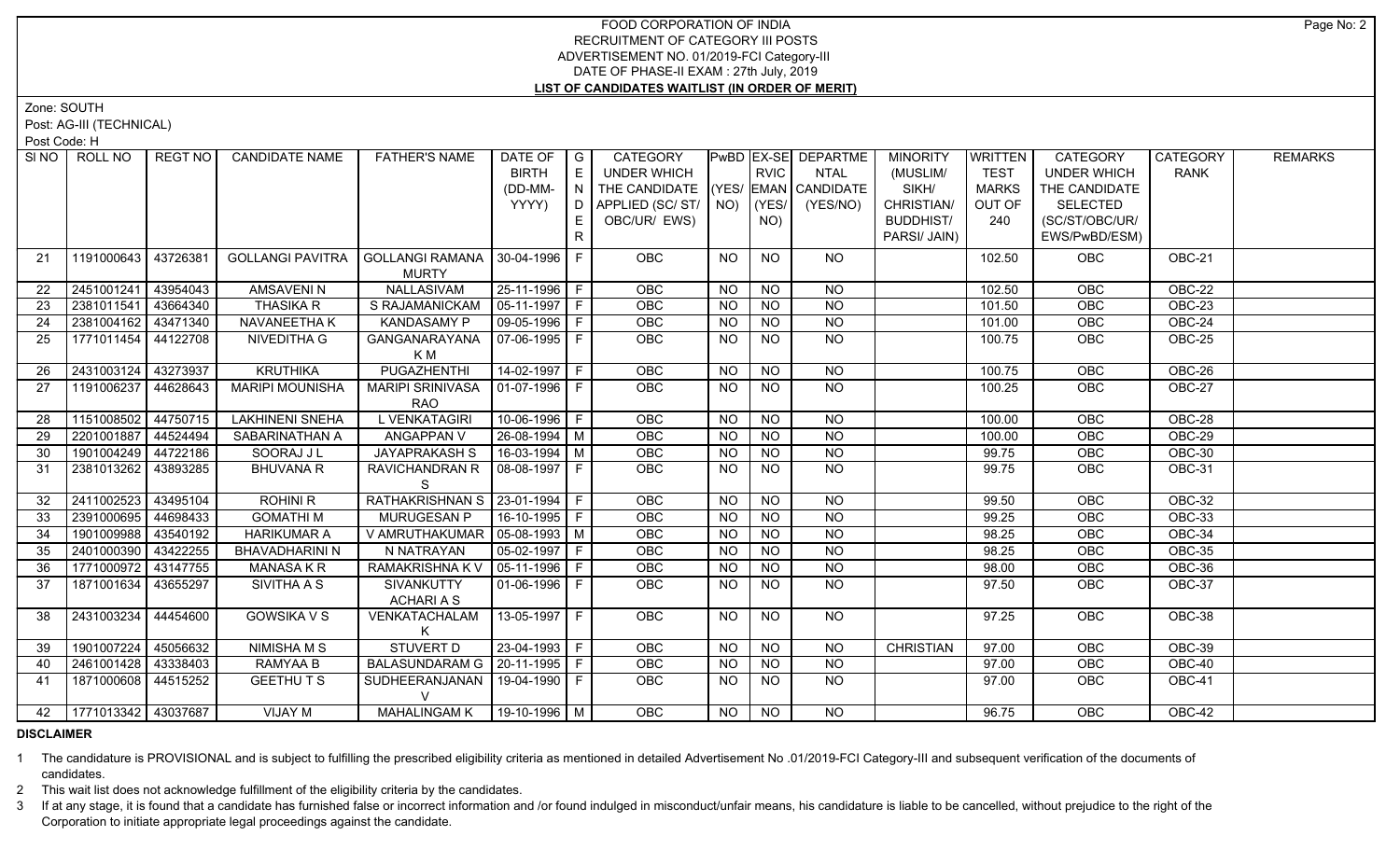FOOD CORPORATION OF INDIA
RECRUITMENT OF CATEGORY III POSTS
ADVERTISEMENT NO. 01/2019-FCI Category-III
DATE OF PHASE-II EXAM : 27th July, 2019
**LIST OF CANDIDATES WAITLIST (IN ORDER OF MERIT)**

Zone: SOUTH
Post: AG-III (TECHNICAL)
Post Code: H

| Sl NO | ROLL NO | REGT NO | CANDIDATE NAME | FATHER'S NAME | DATE OF BIRTH (DD-MM-YYYY) | GENDER | CATEGORY UNDER WHICH THE CANDIDATE APPLIED (SC/ ST/ OBC/UR/ EWS) | PwBD (YES/ NO) | EX-SERVICEMAN (YES/ NO) | DEPARTMENTAL CANDIDATE (YES/NO) | MINORITY (MUSLIM/ SIKH/ CHRISTIAN/ BUDDHIST/ PARSI/ JAIN) | WRITTEN TEST MARKS OUT OF 240 | CATEGORY UNDER WHICH THE CANDIDATE SELECTED (SC/ST/OBC/UR/ EWS/PwBD/ESM) | CATEGORY RANK | REMARKS |
|---|---|---|---|---|---|---|---|---|---|---|---|---|---|---|---|
| 21 | 1191000643 | 43726381 | GOLLANGI PAVITRA | GOLLANGI RAMANA MURTY | 30-04-1996 | F | OBC | NO | NO | NO | | 102.50 | OBC | OBC-21 | |
| 22 | 2451001241 | 43954043 | AMSAVENI N | NALLASIVAM | 25-11-1996 | F | OBC | NO | NO | NO | | 102.50 | OBC | OBC-22 | |
| 23 | 2381011541 | 43664340 | THASIKA R | S RAJAMANICKAM | 05-11-1997 | F | OBC | NO | NO | NO | | 101.50 | OBC | OBC-23 | |
| 24 | 2381004162 | 43471340 | NAVANEETHA K | KANDASAMY P | 09-05-1996 | F | OBC | NO | NO | NO | | 101.00 | OBC | OBC-24 | |
| 25 | 1771011454 | 44122708 | NIVEDITHA G | GANGANARAYANA K M | 07-06-1995 | F | OBC | NO | NO | NO | | 100.75 | OBC | OBC-25 | |
| 26 | 2431003124 | 43273937 | KRUTHIKA | PUGAZHENTHI | 14-02-1997 | F | OBC | NO | NO | NO | | 100.75 | OBC | OBC-26 | |
| 27 | 1191006237 | 44628643 | MARIPI MOUNISHA | MARIPI SRINIVASA RAO | 01-07-1996 | F | OBC | NO | NO | NO | | 100.25 | OBC | OBC-27 | |
| 28 | 1151008502 | 44750715 | LAKHINENI SNEHA | L VENKATAGIRI | 10-06-1996 | F | OBC | NO | NO | NO | | 100.00 | OBC | OBC-28 | |
| 29 | 2201001887 | 44524494 | SABARINATHAN A | ANGAPPAN V | 26-08-1994 | M | OBC | NO | NO | NO | | 100.00 | OBC | OBC-29 | |
| 30 | 1901004249 | 44722186 | SOORAJ J L | JAYAPRAKASH S | 16-03-1994 | M | OBC | NO | NO | NO | | 99.75 | OBC | OBC-30 | |
| 31 | 2381013262 | 43893285 | BHUVANA R | RAVICHANDRAN R S | 08-08-1997 | F | OBC | NO | NO | NO | | 99.75 | OBC | OBC-31 | |
| 32 | 2411002523 | 43495104 | ROHINI R | RATHAKRISHNAN S | 23-01-1994 | F | OBC | NO | NO | NO | | 99.50 | OBC | OBC-32 | |
| 33 | 2391000695 | 44698433 | GOMATHI M | MURUGESAN P | 16-10-1995 | F | OBC | NO | NO | NO | | 99.25 | OBC | OBC-33 | |
| 34 | 1901009988 | 43540192 | HARIKUMAR A | V AMRUTHAKUMAR | 05-08-1993 | M | OBC | NO | NO | NO | | 98.25 | OBC | OBC-34 | |
| 35 | 2401000390 | 43422255 | BHAVADHARINI N | N NATRAYAN | 05-02-1997 | F | OBC | NO | NO | NO | | 98.25 | OBC | OBC-35 | |
| 36 | 1771000972 | 43147755 | MANASA K R | RAMAKRISHNA K V | 05-11-1996 | F | OBC | NO | NO | NO | | 98.00 | OBC | OBC-36 | |
| 37 | 1871001634 | 43655297 | SIVITHA A S | SIVANKUTTY ACHARI A S | 01-06-1996 | F | OBC | NO | NO | NO | | 97.50 | OBC | OBC-37 | |
| 38 | 2431003234 | 44454600 | GOWSIKA V S | VENKATACHALAM K | 13-05-1997 | F | OBC | NO | NO | NO | | 97.25 | OBC | OBC-38 | |
| 39 | 1901007224 | 45056632 | NIMISHA M S | STUVERT D | 23-04-1993 | F | OBC | NO | NO | NO | CHRISTIAN | 97.00 | OBC | OBC-39 | |
| 40 | 2461001428 | 43338403 | RAMYAA B | BALASUNDARAM G | 20-11-1995 | F | OBC | NO | NO | NO | | 97.00 | OBC | OBC-40 | |
| 41 | 1871000608 | 44515252 | GEETHU T S | SUDHEERANJANAN V | 19-04-1990 | F | OBC | NO | NO | NO | | 97.00 | OBC | OBC-41 | |
| 42 | 1771013342 | 43037687 | VIJAY M | MAHALINGAM K | 19-10-1996 | M | OBC | NO | NO | NO | | 96.75 | OBC | OBC-42 | |

**DISCLAIMER**

1 The candidature is PROVISIONAL and is subject to fulfilling the prescribed eligibility criteria as mentioned in detailed Advertisement No .01/2019-FCI Category-III and subsequent verification of the documents of candidates.

2 This wait list does not acknowledge fulfillment of the eligibility criteria by the candidates.

3 If at any stage, it is found that a candidate has furnished false or incorrect information and /or found indulged in misconduct/unfair means, his candidature is liable to be cancelled, without prejudice to the right of the Corporation to initiate appropriate legal proceedings against the candidate.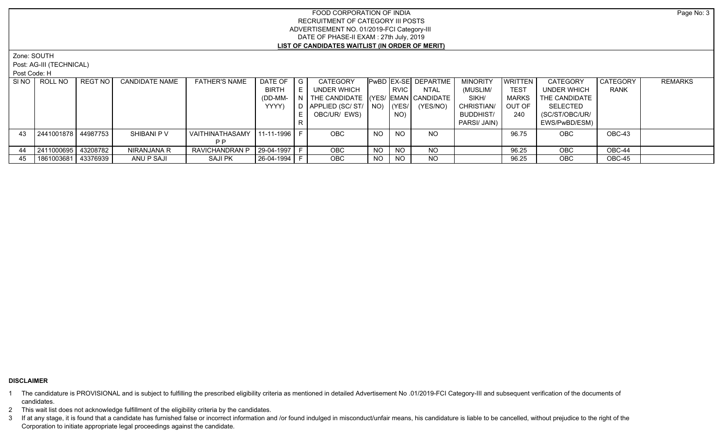FOOD CORPORATION OF INDIA
RECRUITMENT OF CATEGORY III POSTS
ADVERTISEMENT NO. 01/2019-FCI Category-III
DATE OF PHASE-II EXAM : 27th July, 2019

**LIST OF CANDIDATES WAITLIST (IN ORDER OF MERIT)**

Zone: SOUTH

Post: AG-III (TECHNICAL)

Post Code: H

| Sl NO | ROLL NO | REGT NO | CANDIDATE NAME | FATHER'S NAME | DATE OF BIRTH (DD-MM-YYYY) | GENDER | CATEGORY UNDER WHICH THE CANDIDATE APPLIED (SC/ ST/ OBC/UR/ EWS) | PwBD (YES/ NO) | EX-SERVICEMAN (YES/ NO) | DEPARTMENTAL CANDIDATE (YES/NO) | MINORITY (MUSLIM/ SIKH/ CHRISTIAN/ BUDDHIST/ PARSI/ JAIN) | WRITTEN TEST MARKS OUT OF 240 | CATEGORY UNDER WHICH THE CANDIDATE SELECTED (SC/ST/OBC/UR/ EWS/PwBD/ESM) | CATEGORY RANK | REMARKS |
|---|---|---|---|---|---|---|---|---|---|---|---|---|---|---|---|
| 43 | 2441001878 | 44987753 | SHIBANI P V | VAITHINATHASAMY P P | 11-11-1996 | F | OBC | NO | NO | NO | | 96.75 | OBC | OBC-43 | |
| 44 | 2411000695 | 43208782 | NIRANJANA R | RAVICHANDRAN P | 29-04-1997 | F | OBC | NO | NO | NO | | 96.25 | OBC | OBC-44 | |
| 45 | 1861003681 | 43376939 | ANU P SAJI | SAJI PK | 26-04-1994 | F | OBC | NO | NO | NO | | 96.25 | OBC | OBC-45 | |

**DISCLAIMER**

1. The candidature is PROVISIONAL and is subject to fulfilling the prescribed eligibility criteria as mentioned in detailed Advertisement No .01/2019-FCI Category-III and subsequent verification of the documents of candidates.
2. This wait list does not acknowledge fulfillment of the eligibility criteria by the candidates.
3. If at any stage, it is found that a candidate has furnished false or incorrect information and /or found indulged in misconduct/unfair means, his candidature is liable to be cancelled, without prejudice to the right of the Corporation to initiate appropriate legal proceedings against the candidate.